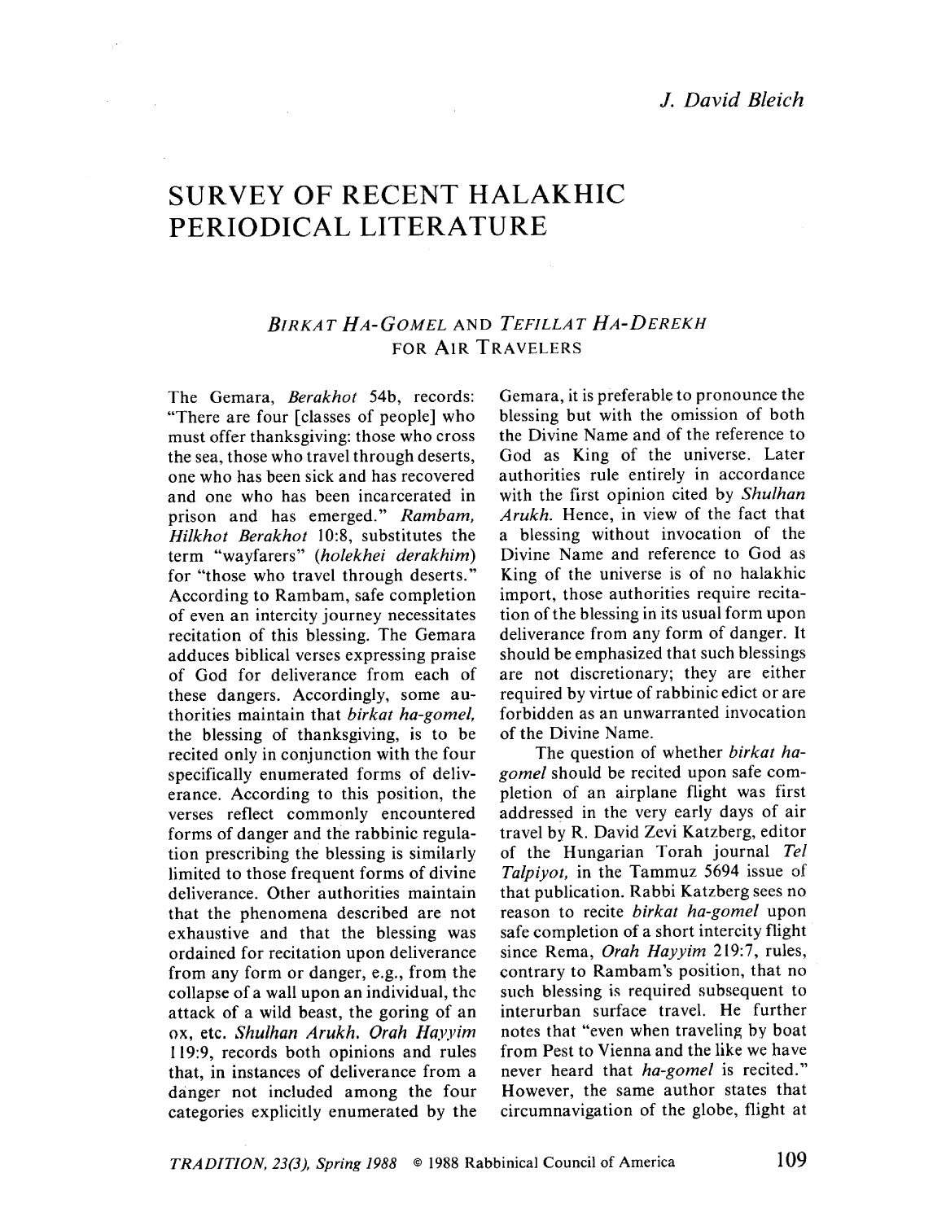J. David Bleich

# SURVEY OF RECENT HALAKHIC PERIODICAL LITERATURE

## *BIRKAT HA-GOMEL* AND *TEFILLAT HA-DEREKH* FOR AIR TRAVELERS

The Gemara, *Berakhot* 54b, records: "There are four [classes of people] who must offer thanksgiving: those who cross the sea, those who travel through deserts, one who has been sick and has recovered and one who has been incarcerated in prison and has emerged." *Rambam, Hilkhot Berakhot* 10:8, substitutes the term "wayfarers" (*holekhei derakhim*) for "those who travel through deserts." According to Rambam, safe completion of even an intercity journey necessitates recitation of this blessing. The Gemara adduces biblical verses expressing praise of God for deliverance from each of these dangers. Accordingly, some authorities maintain that *birkat ha-gomel*, the blessing of thanksgiving, is to be recited only in conjunction with the four specifically enumerated forms of deliverance. According to this position, the verses reflect commonly encountered forms of danger and the rabbinic regulation prescribing the blessing is similarly limited to those frequent forms of divine deliverance. Other authorities maintain that the phenomena described are not exhaustive and that the blessing was ordained for recitation upon deliverance from any form or danger, e.g., from the collapse of a wall upon an individual, the attack of a wild beast, the goring of an ox, etc. *Shulhan Arukh, Orah Hayyim* 119:9, records both opinions and rules that, in instances of deliverance from a danger not included among the four categories explicitly enumerated by the Gemara, it is preferable to pronounce the blessing but with the omission of both the Divine Name and of the reference to God as King of the universe. Later authorities rule entirely in accordance with the first opinion cited by *Shulhan Arukh*. Hence, in view of the fact that a blessing without invocation of the Divine Name and reference to God as King of the universe is of no halakhic import, those authorities require recitation of the blessing in its usual form upon deliverance from any form of danger. It should be emphasized that such blessings are not discretionary; they are either required by virtue of rabbinic edict or are forbidden as an unwarranted invocation of the Divine Name.

The question of whether *birkat ha-gomel* should be recited upon safe completion of an airplane flight was first addressed in the very early days of air travel by R. David Zevi Katzberg, editor of the Hungarian Torah journal *Tel Talpiyot*, in the Tammuz 5694 issue of that publication. Rabbi Katzberg sees no reason to recite *birkat ha-gomel* upon safe completion of a short intercity flight since Rema, *Orah Hayyim* 219:7, rules, contrary to Rambam's position, that no such blessing is required subsequent to interurban surface travel. He further notes that "even when traveling by boat from Pest to Vienna and the like we have never heard that *ha-gomel* is recited." However, the same author states that circumnavigation of the globe, flight at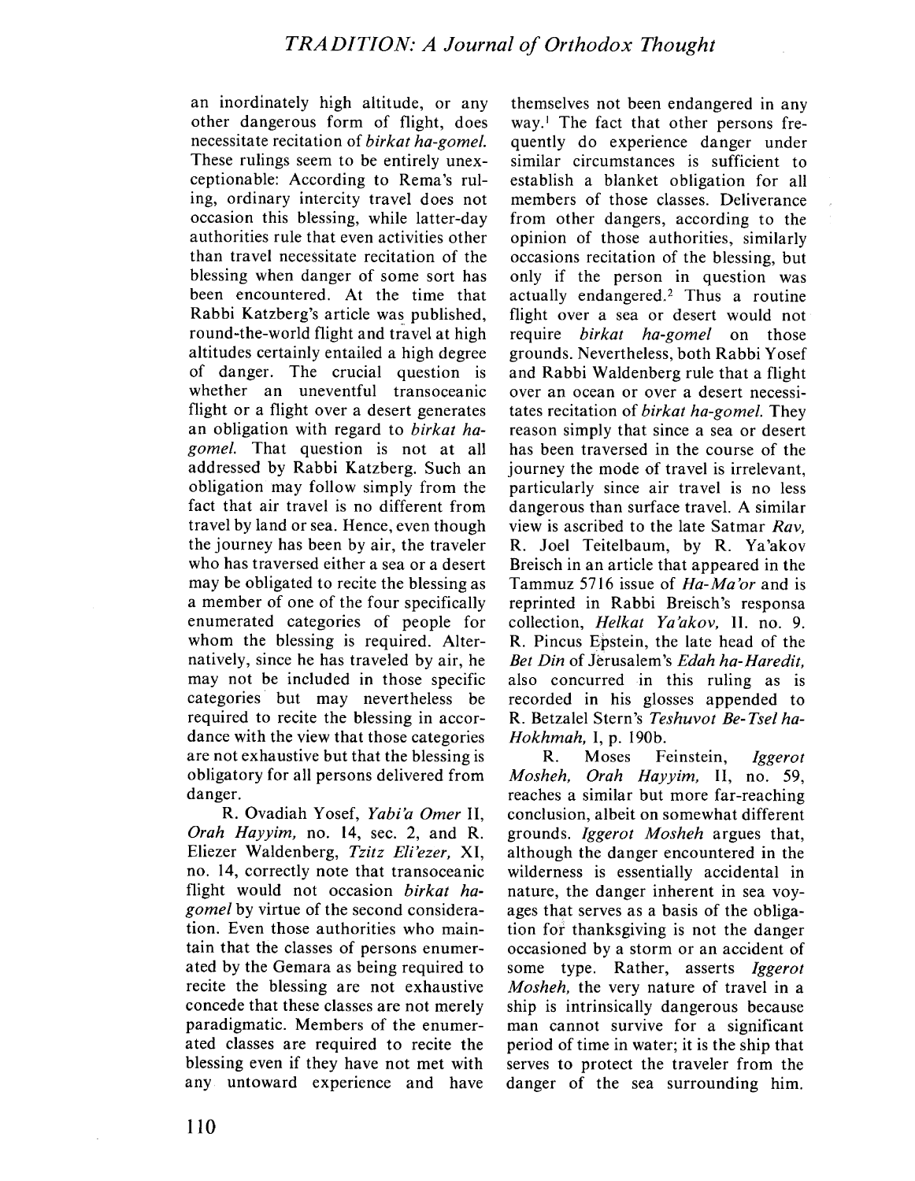an inordinately high altitude, or any other dangerous form of flight, does necessitate recitation of *birkat ha-gomel.* These rulings seem to be entirely unexceptionable: According to Rema's ruling, ordinary intercity travel does not occasion this blessing, while latter-day authorities rule that even activities other than travel necessitate recitation of the blessing when danger of some sort has been encountered. At the time that Rabbi Katzberg's article was published, round-the-world flight and travel at high altitudes certainly entailed a high degree of danger. The crucial question is whether an uneventful transoceanic flight or a flight over a desert generates an obligation with regard to *birkat ha-gomel.* That question is not at all addressed by Rabbi Katzberg. Such an obligation may follow simply from the fact that air travel is no different from travel by land or sea. Hence, even though the journey has been by air, the traveler who has traversed either a sea or a desert may be obligated to recite the blessing as a member of one of the four specifically enumerated categories of people for whom the blessing is required. Alternatively, since he has traveled by air, he may not be included in those specific categories but may nevertheless be required to recite the blessing in accordance with the view that those categories are not exhaustive but that the blessing is obligatory for all persons delivered from danger.

R. Ovadiah Yosef, *Yabi'a Omer* II, *Orah Hayyim,* no. 14, sec. 2, and R. Eliezer Waldenberg, *Tzitz Eli'ezer,* XI, no. 14, correctly note that transoceanic flight would not occasion *birkat ha-gomel* by virtue of the second consideration. Even those authorities who maintain that the classes of persons enumerated by the Gemara as being required to recite the blessing are not exhaustive concede that these classes are not merely paradigmatic. Members of the enumerated classes are required to recite the blessing even if they have not met with any untoward experience and have themselves not been endangered in any way.[1] The fact that other persons frequently do experience danger under similar circumstances is sufficient to establish a blanket obligation for all members of those classes. Deliverance from other dangers, according to the opinion of those authorities, similarly occasions recitation of the blessing, but only if the person in question was actually endangered.[2] Thus a routine flight over a sea or desert would not require *birkat ha-gomel* on those grounds. Nevertheless, both Rabbi Yosef and Rabbi Waldenberg rule that a flight over an ocean or over a desert necessitates recitation of *birkat ha-gomel.* They reason simply that since a sea or desert has been traversed in the course of the journey the mode of travel is irrelevant, particularly since air travel is no less dangerous than surface travel. A similar view is ascribed to the late Satmar *Rav,* R. Joel Teitelbaum, by R. Ya'akov Breisch in an article that appeared in the Tammuz 5716 issue of *Ha-Ma'or* and is reprinted in Rabbi Breisch's responsa collection, *Helkat Ya'akov,* II. no. 9. R. Pincus Epstein, the late head of the *Bet Din* of Jerusalem's *Edah ha-Haredit,* also concurred in this ruling as is recorded in his glosses appended to R. Betzalel Stern's *Teshuvot Be-Tsel ha-Hokhmah,* I, p. 190b.

R. Moses Feinstein, *Iggerot Mosheh, Orah Hayyim,* II, no. 59, reaches a similar but more far-reaching conclusion, albeit on somewhat different grounds. *Iggerot Mosheh* argues that, although the danger encountered in the wilderness is essentially accidental in nature, the danger inherent in sea voyages that serves as a basis of the obligation for thanksgiving is not the danger occasioned by a storm or an accident of some type. Rather, asserts *Iggerot Mosheh,* the very nature of travel in a ship is intrinsically dangerous because man cannot survive for a significant period of time in water; it is the ship that serves to protect the traveler from the danger of the sea surrounding him.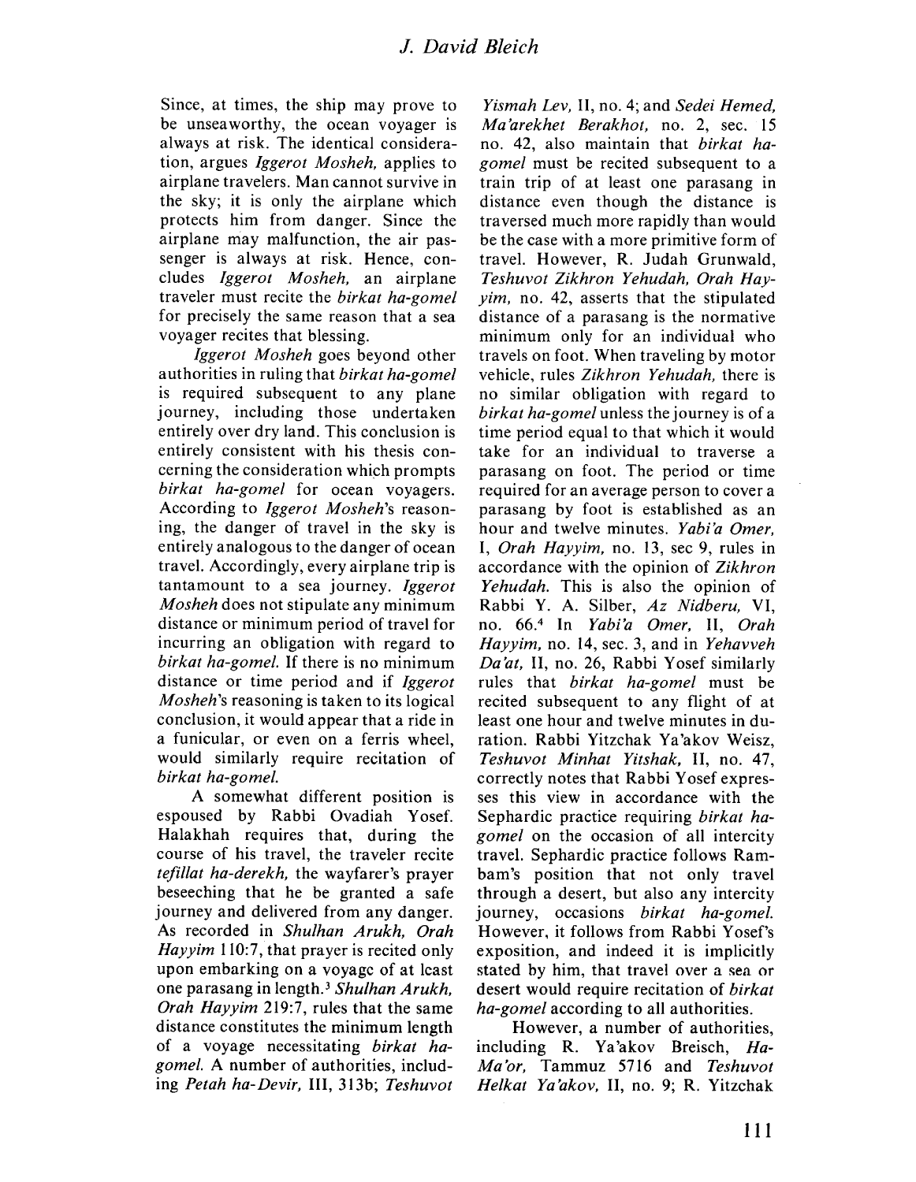Since, at times, the ship may prove to be unseaworthy, the ocean voyager is always at risk. The identical consideration, argues *Iggerot Mosheh,* applies to airplane travelers. Man cannot survive in the sky; it is only the airplane which protects him from danger. Since the airplane may malfunction, the air passenger is always at risk. Hence, concludes *Iggerot Mosheh,* an airplane traveler must recite the *birkat ha-gomel* for precisely the same reason that a sea voyager recites that blessing.

*Iggerot Mosheh* goes beyond other authorities in ruling that *birkat ha-gomel* is required subsequent to any plane journey, including those undertaken entirely over dry land. This conclusion is entirely consistent with his thesis concerning the consideration which prompts *birkat ha-gomel* for ocean voyagers. According to *Iggerot Mosheh*'s reasoning, the danger of travel in the sky is entirely analogous to the danger of ocean travel. Accordingly, every airplane trip is tantamount to a sea journey. *Iggerot Mosheh* does not stipulate any minimum distance or minimum period of travel for incurring an obligation with regard to *birkat ha-gomel.* If there is no minimum distance or time period and if *Iggerot Mosheh*'s reasoning is taken to its logical conclusion, it would appear that a ride in a funicular, or even on a ferris wheel, would similarly require recitation of *birkat ha-gomel.*

A somewhat different position is espoused by Rabbi Ovadiah Yosef. Halakhah requires that, during the course of his travel, the traveler recite *tefillat ha-derekh,* the wayfarer's prayer beseeching that he be granted a safe journey and delivered from any danger. As recorded in *Shulhan Arukh, Orah Hayyim* 110:7, that prayer is recited only upon embarking on a voyage of at least one parasang in length.[3] *Shulhan Arukh, Orah Hayyim* 219:7, rules that the same distance constitutes the minimum length of a voyage necessitating *birkat ha-gomel.* A number of authorities, including *Petah ha-Devir,* III, 313b; *Teshuvot Yismah Lev,* II, no. 4; and *Sedei Hemed, Ma'arekhet Berakhot,* no. 2, sec. 15 no. 42, also maintain that *birkat ha-gomel* must be recited subsequent to a train trip of at least one parasang in distance even though the distance is traversed much more rapidly than would be the case with a more primitive form of travel. However, R. Judah Grunwald, *Teshuvot Zikhron Yehudah, Orah Hayyim,* no. 42, asserts that the stipulated distance of a parasang is the normative minimum only for an individual who travels on foot. When traveling by motor vehicle, rules *Zikhron Yehudah,* there is no similar obligation with regard to *birkat ha-gomel* unless the journey is of a time period equal to that which it would take for an individual to traverse a parasang on foot. The period or time required for an average person to cover a parasang by foot is established as an hour and twelve minutes. *Yabi'a Omer,* I, *Orah Hayyim,* no. 13, sec 9, rules in accordance with the opinion of *Zikhron Yehudah.* This is also the opinion of Rabbi Y. A. Silber, *Az Nidberu,* VI, no. 66.[4] In *Yabi'a Omer,* II, *Orah Hayyim,* no. 14, sec. 3, and in *Yehavveh Da'at,* II, no. 26, Rabbi Yosef similarly rules that *birkat ha-gomel* must be recited subsequent to any flight of at least one hour and twelve minutes in duration. Rabbi Yitzchak Ya'akov Weisz, *Teshuvot Minhat Yitshak,* II, no. 47, correctly notes that Rabbi Yosef expresses this view in accordance with the Sephardic practice requiring *birkat ha-gomel* on the occasion of all intercity travel. Sephardic practice follows Rambam's position that not only travel through a desert, but also any intercity journey, occasions *birkat ha-gomel.* However, it follows from Rabbi Yosef's exposition, and indeed it is implicitly stated by him, that travel over a sea or desert would require recitation of *birkat ha-gomel* according to all authorities.

However, a number of authorities, including R. Ya'akov Breisch, *Ha-Ma'or,* Tammuz 5716 and *Teshuvot Helkat Ya'akov,* II, no. 9; R. Yitzchak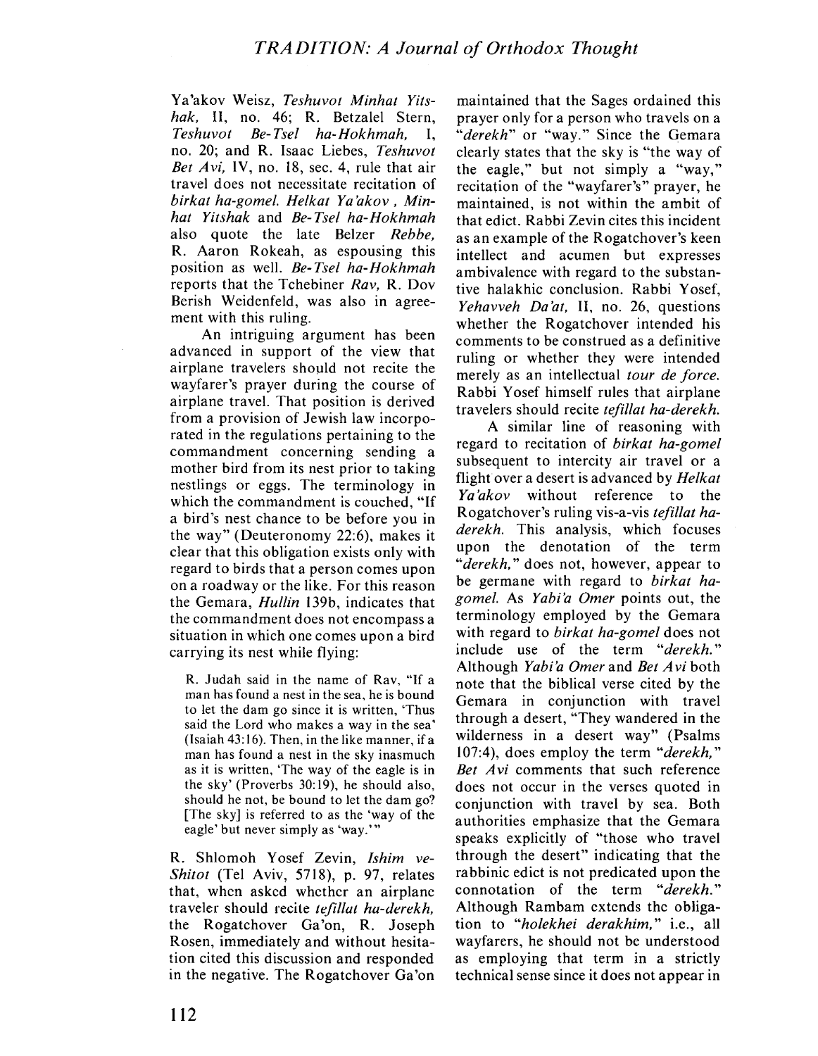Ya'akov Weisz, *Teshuvot Minhat Yitshak,* II, no. 46; R. Betzalel Stern, *Teshuvot Be-Tsel ha-Hokhmah,* I, no. 20; and R. Isaac Liebes, *Teshuvot Bet Avi,* IV, no. 18, sec. 4, rule that air travel does not necessitate recitation of *birkat ha-gomel. Helkat Ya'akov*, *Minhat Yitshak* and *Be-Tsel ha-Hokhmah* also quote the late Belzer *Rebbe,* R. Aaron Rokeah, as espousing this position as well. *Be-Tsel ha-Hokhmah* reports that the Tchebiner *Rav,* R. Dov Berish Weidenfeld, was also in agreement with this ruling.

An intriguing argument has been advanced in support of the view that airplane travelers should not recite the wayfarer's prayer during the course of airplane travel. That position is derived from a provision of Jewish law incorporated in the regulations pertaining to the commandment concerning sending a mother bird from its nest prior to taking nestlings or eggs. The terminology in which the commandment is couched, "If a bird's nest chance to be before you in the way" (Deuteronomy 22:6), makes it clear that this obligation exists only with regard to birds that a person comes upon on a roadway or the like. For this reason the Gemara, *Hullin* 139b, indicates that the commandment does not encompass a situation in which one comes upon a bird carrying its nest while flying:

> R. Judah said in the name of Rav, "If a man has found a nest in the sea, he is bound to let the dam go since it is written, 'Thus said the Lord who makes a way in the sea' (Isaiah 43:16). Then, in the like manner, if a man has found a nest in the sky inasmuch as it is written, 'The way of the eagle is in the sky' (Proverbs 30:19), he should also, should he not, be bound to let the dam go? [The sky] is referred to as the 'way of the eagle' but never simply as 'way.'"

R. Shlomoh Yosef Zevin, *Ishim ve-Shitot* (Tel Aviv, 5718), p. 97, relates that, when asked whether an airplane traveler should recite *tefillat ha-derekh,* the Rogatchover Ga'on, R. Joseph Rosen, immediately and without hesitation cited this discussion and responded in the negative. The Rogatchover Ga'on maintained that the Sages ordained this prayer only for a person who travels on a *"derekh"* or "way." Since the Gemara clearly states that the sky is "the way of the eagle," but not simply a "way," recitation of the "wayfarer's" prayer, he maintained, is not within the ambit of that edict. Rabbi Zevin cites this incident as an example of the Rogatchover's keen intellect and acumen but expresses ambivalence with regard to the substantive halakhic conclusion. Rabbi Yosef, *Yehavveh Da'at,* II, no. 26, questions whether the Rogatchover intended his comments to be construed as a definitive ruling or whether they were intended merely as an intellectual *tour de force.* Rabbi Yosef himself rules that airplane travelers should recite *tefillat ha-derekh.*

A similar line of reasoning with regard to recitation of *birkat ha-gomel* subsequent to intercity air travel or a flight over a desert is advanced by *Helkat Ya'akov* without reference to the Rogatchover's ruling vis-a-vis *tefillat ha-derekh.* This analysis, which focuses upon the denotation of the term *"derekh,"* does not, however, appear to be germane with regard to *birkat ha-gomel.* As *Yabi'a Omer* points out, the terminology employed by the Gemara with regard to *birkat ha-gomel* does not include use of the term *"derekh."* Although *Yabi'a Omer* and *Bet Avi* both note that the biblical verse cited by the Gemara in conjunction with travel through a desert, "They wandered in the wilderness in a desert way" (Psalms 107:4), does employ the term *"derekh," Bet Avi* comments that such reference does not occur in the verses quoted in conjunction with travel by sea. Both authorities emphasize that the Gemara speaks explicitly of "those who travel through the desert" indicating that the rabbinic edict is not predicated upon the connotation of the term *"derekh."* Although Rambam extends the obligation to *"holekhei derakhim,"* i.e., all wayfarers, he should not be understood as employing that term in a strictly technical sense since it does not appear in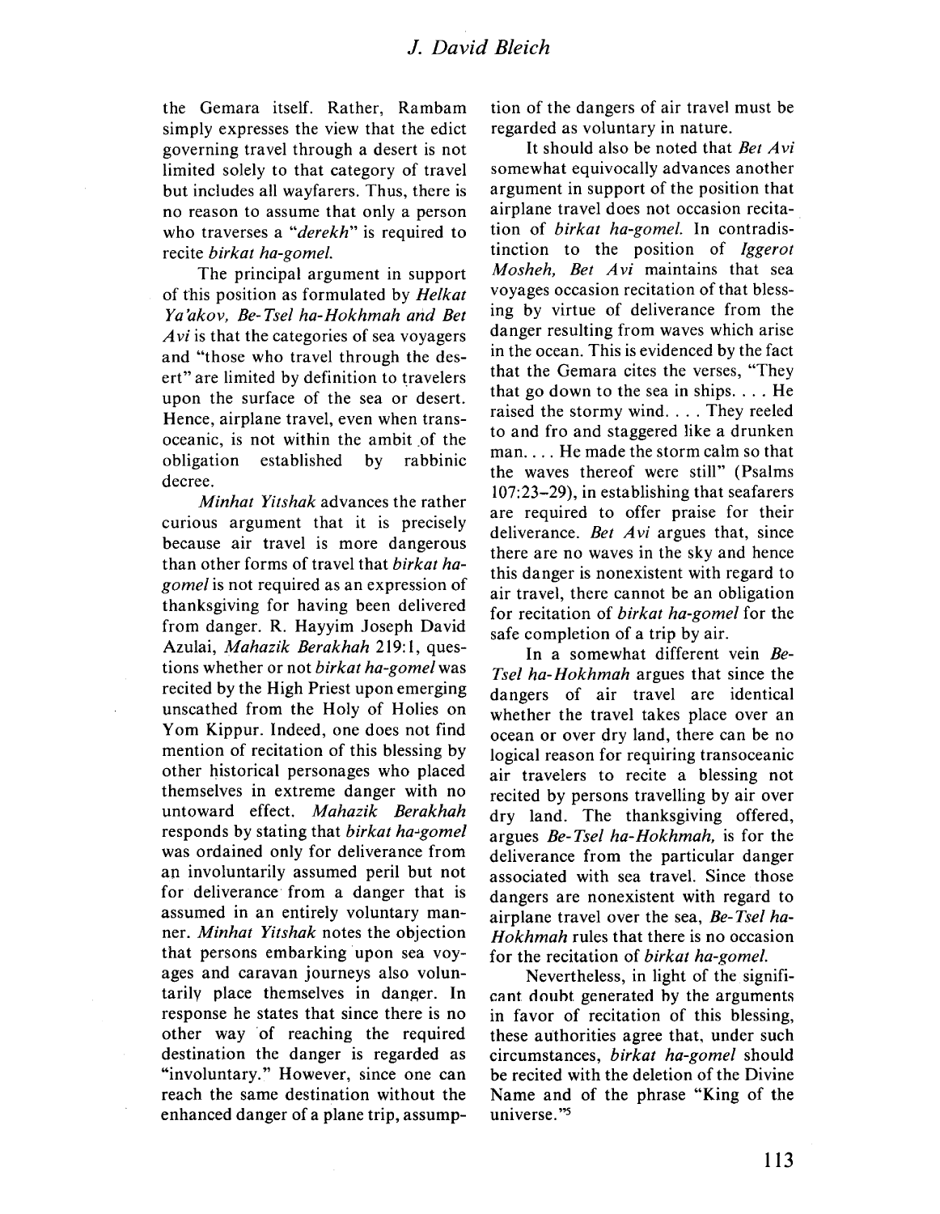the Gemara itself. Rather, Rambam simply expresses the view that the edict governing travel through a desert is not limited solely to that category of travel but includes all wayfarers. Thus, there is no reason to assume that only a person who traverses a "*derekh*" is required to recite *birkat ha-gomel*.

The principal argument in support of this position as formulated by *Helkat Ya'akov, Be-Tsel ha-Hokhmah* and *Bet Avi* is that the categories of sea voyagers and "those who travel through the desert" are limited by definition to travelers upon the surface of the sea or desert. Hence, airplane travel, even when transoceanic, is not within the ambit of the obligation established by rabbinic decree.

*Minhat Yitshak* advances the rather curious argument that it is precisely because air travel is more dangerous than other forms of travel that *birkat ha-gomel* is not required as an expression of thanksgiving for having been delivered from danger. R. Hayyim Joseph David Azulai, *Mahazik Berakhah* 219:1, questions whether or not *birkat ha-gomel* was recited by the High Priest upon emerging unscathed from the Holy of Holies on Yom Kippur. Indeed, one does not find mention of recitation of this blessing by other historical personages who placed themselves in extreme danger with no untoward effect. *Mahazik Berakhah* responds by stating that *birkat ha-gomel* was ordained only for deliverance from an involuntarily assumed peril but not for deliverance from a danger that is assumed in an entirely voluntary manner. *Minhat Yitshak* notes the objection that persons embarking upon sea voyages and caravan journeys also voluntarily place themselves in danger. In response he states that since there is no other way of reaching the required destination the danger is regarded as "involuntary." However, since one can reach the same destination without the enhanced danger of a plane trip, assumption of the dangers of air travel must be regarded as voluntary in nature.

It should also be noted that *Bet Avi* somewhat equivocally advances another argument in support of the position that airplane travel does not occasion recitation of *birkat ha-gomel*. In contradistinction to the position of *Iggerot Mosheh, Bet Avi* maintains that sea voyages occasion recitation of that blessing by virtue of deliverance from the danger resulting from waves which arise in the ocean. This is evidenced by the fact that the Gemara cites the verses, "They that go down to the sea in ships. . . . He raised the stormy wind. . . . They reeled to and fro and staggered like a drunken man. . . . He made the storm calm so that the waves thereof were still" (Psalms 107:23–29), in establishing that seafarers are required to offer praise for their deliverance. *Bet Avi* argues that, since there are no waves in the sky and hence this danger is nonexistent with regard to air travel, there cannot be an obligation for recitation of *birkat ha-gomel* for the safe completion of a trip by air.

In a somewhat different vein *Be-Tsel ha-Hokhmah* argues that since the dangers of air travel are identical whether the travel takes place over an ocean or over dry land, there can be no logical reason for requiring transoceanic air travelers to recite a blessing not recited by persons travelling by air over dry land. The thanksgiving offered, argues *Be-Tsel ha-Hokhmah,* is for the deliverance from the particular danger associated with sea travel. Since those dangers are nonexistent with regard to airplane travel over the sea, *Be-Tsel ha-Hokhmah* rules that there is no occasion for the recitation of *birkat ha-gomel.*

Nevertheless, in light of the significant doubt generated by the arguments in favor of recitation of this blessing, these authorities agree that, under such circumstances, *birkat ha-gomel* should be recited with the deletion of the Divine Name and of the phrase "King of the universe."[5]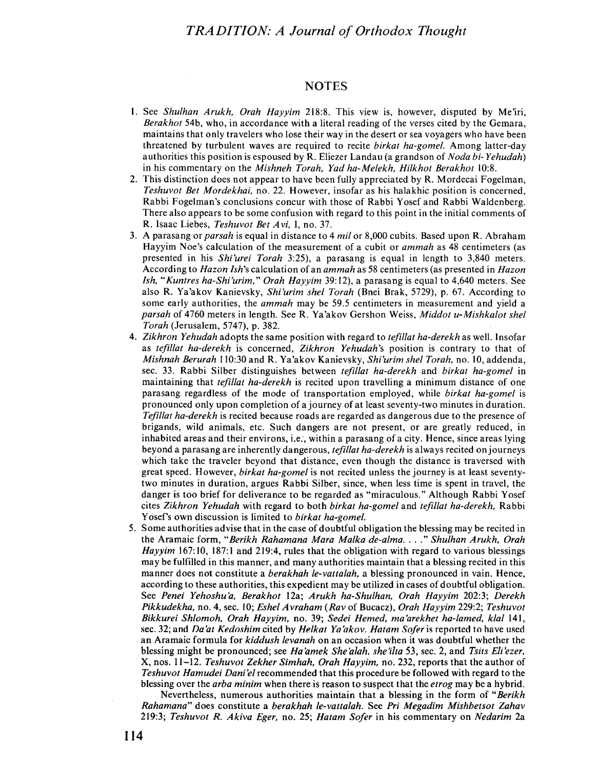## NOTES

1. See *Shulhan Arukh, Orah Hayyim* 218:8. This view is, however, disputed by Me'iri, *Berakhot* 54b, who, in accordance with a literal reading of the verses cited by the Gemara, maintains that only travelers who lose their way in the desert or sea voyagers who have been threatened by turbulent waves are required to recite *birkat ha-gomel*. Among latter-day authorities this position is espoused by R. Eliezer Landau (a grandson of *Noda bi-Yehudah*) in his commentary on the *Mishneh Torah, Yad ha-Melekh, Hilkhot Berakhot* 10:8.
2. This distinction does not appear to have been fully appreciated by R. Mordecai Fogelman, *Teshuvot Bet Mordekhai*, no. 22. However, insofar as his halakhic position is concerned, Rabbi Fogelman's conclusions concur with those of Rabbi Yosef and Rabbi Waldenberg. There also appears to be some confusion with regard to this point in the initial comments of R. Isaac Liebes, *Teshuvot Bet Avi*, I, no. 37.
3. A parasang or *parsah* is equal in distance to 4 *mil* or 8,000 cubits. Based upon R. Abraham Hayyim Noe's calculation of the measurement of a cubit or *ammah* as 48 centimeters (as presented in his *Shi'urei Torah* 3:25), a parasang is equal in length to 3,840 meters. According to *Hazon Ish*'s calculation of an *ammah* as 58 centimeters (as presented in *Hazon Ish, "Kuntres ha-Shi'urim," Orah Hayyim* 39:12), a parasang is equal to 4,640 meters. See also R. Ya'akov Kanievsky, *Shi'urim shel Torah* (Bnei Brak, 5729), p. 67. According to some early authorities, the *ammah* may be 59.5 centimeters in measurement and yield a *parsah* of 4760 meters in length. See R. Ya'akov Gershon Weiss, *Middot u-Mishkalot shel Torah* (Jerusalem, 5747), p. 382.
4. *Zikhron Yehudah* adopts the same position with regard to *tefillat ha-derekh* as well. Insofar as *tefillat ha-derekh* is concerned, *Zikhron Yehudah*'s position is contrary to that of *Mishnah Berurah* 110:30 and R. Ya'akov Kanievsky, *Shi'urim shel Torah*, no. 10, addenda, sec. 33. Rabbi Silber distinguishes between *tefillat ha-derekh* and *birkat ha-gomel* in maintaining that *tefillat ha-derekh* is recited upon travelling a minimum distance of one parasang regardless of the mode of transportation employed, while *birkat ha-gomel* is pronounced only upon completion of a journey of at least seventy-two minutes in duration. *Tefillat ha-derekh* is recited because roads are regarded as dangerous due to the presence of brigands, wild animals, etc. Such dangers are not present, or are greatly reduced, in inhabited areas and their environs, i.e., within a parasang of a city. Hence, since areas lying beyond a parasang are inherently dangerous, *tefillat ha-derekh* is always recited on journeys which take the traveler beyond that distance, even though the distance is traversed with great speed. However, *birkat ha-gomel* is not recited unless the journey is at least seventy-two minutes in duration, argues Rabbi Silber, since, when less time is spent in travel, the danger is too brief for deliverance to be regarded as "miraculous." Although Rabbi Yosef cites *Zikhron Yehudah* with regard to both *birkat ha-gomel* and *tefillat ha-derekh*, Rabbi Yosef's own discussion is limited to *birkat ha-gomel*.
5. Some authorities advise that in the case of doubtful obligation the blessing may be recited in the Aramaic form, "*Berikh Rahamana Mara Malka de-alma. . . .*" *Shulhan Arukh, Orah Hayyim* 167:10, 187:1 and 219:4, rules that the obligation with regard to various blessings may be fulfilled in this manner, and many authorities maintain that a blessing recited in this manner does not constitute a *berakhah le-vattalah*, a blessing pronounced in vain. Hence, according to these authorities, this expedient may be utilized in cases of doubtful obligation. See *Penei Yehoshu'a, Berakhot* 12a; *Arukh ha-Shulhan, Orah Hayyim* 202:3; *Derekh Pikkudekha*, no. 4, sec. 10; *Eshel Avraham* (*Rav* of Bucacz), *Orah Hayyim* 229:2; *Teshuvot Bikkurei Shlomoh, Orah Hayyim*, no. 39; *Sedei Hemed, ma'arekhet ha-lamed, klal* 141, sec. 32; and *Da'at Kedoshim* cited by *Helkat Ya'akov*. *Hatam Sofer* is reported to have used an Aramaic formula for *kiddush levanah* on an occasion when it was doubtful whether the blessing might be pronounced; see *Ha'amek She'alah, she'ilta* 53, sec. 2, and *Tsits Eli'ezer*, X, nos. 11–12. *Teshuvot Zekher Simhah, Orah Hayyim*, no. 232, reports that the author of *Teshuvot Hamudei Dani'el* recommended that this procedure be followed with regard to the blessing over the *arba minim* when there is reason to suspect that the *etrog* may be a hybrid.

   Nevertheless, numerous authorities maintain that a blessing in the form of "*Berikh Rahamana*" does constitute a *berakhah le-vattalah*. See *Pri Megadim Mishbetsot Zahav* 219:3; *Teshuvot R. Akiva Eger*, no. 25; *Hatam Sofer* in his commentary on *Nedarim* 2a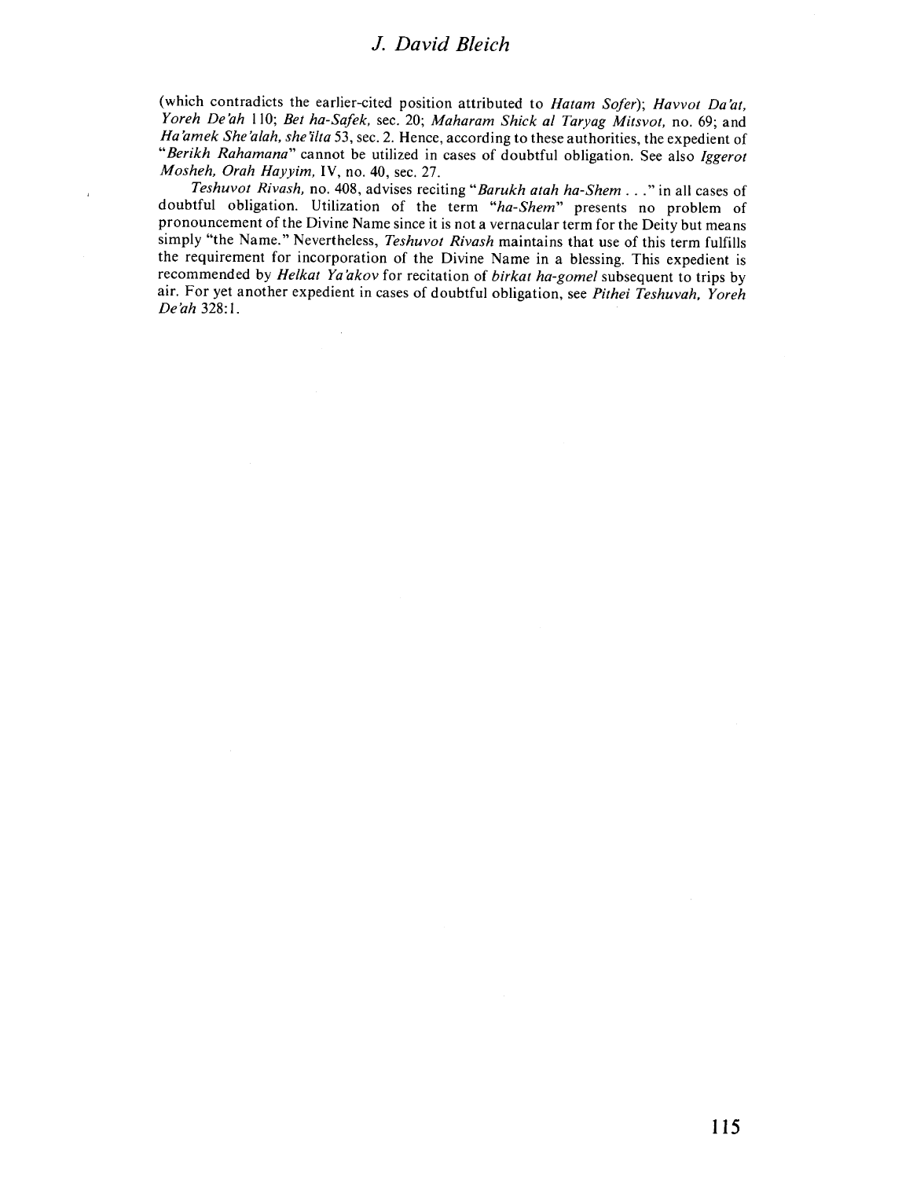(which contradicts the earlier-cited position attributed to *Hatam Sofer*); *Havvot Da'at, Yoreh De'ah* 110; *Bet ha-Safek,* sec. 20; *Maharam Shick al Taryag Mitsvot,* no. 69; and *Ha'amek She'alah, she'ilta* 53, sec. 2. Hence, according to these authorities, the expedient of "*Berikh Rahamana*" cannot be utilized in cases of doubtful obligation. See also *Iggerot Mosheh, Orah Hayyim,* IV, no. 40, sec. 27.

*Teshuvot Rivash,* no. 408, advises reciting "*Barukh atah ha-Shem . . .*" in all cases of doubtful obligation. Utilization of the term "*ha-Shem*" presents no problem of pronouncement of the Divine Name since it is not a vernacular term for the Deity but means simply "the Name." Nevertheless, *Teshuvot Rivash* maintains that use of this term fulfills the requirement for incorporation of the Divine Name in a blessing. This expedient is recommended by *Helkat Ya'akov* for recitation of *birkat ha-gomel* subsequent to trips by air. For yet another expedient in cases of doubtful obligation, see *Pithei Teshuvah, Yoreh De'ah* 328:1.